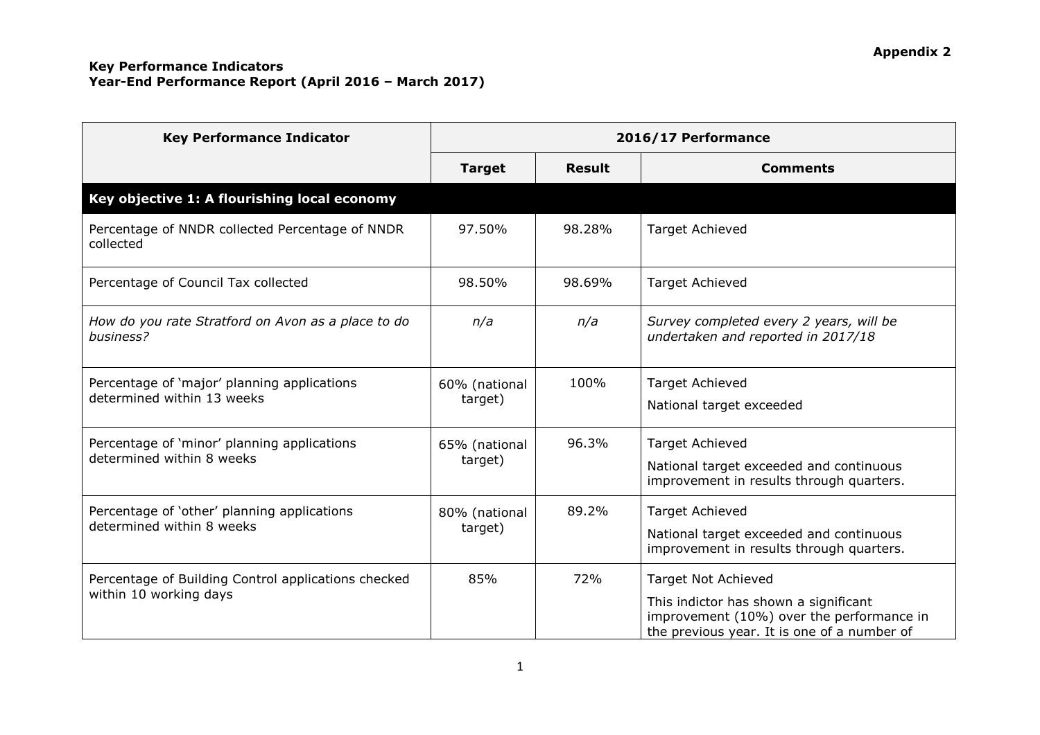**Appendix 2**

**Key Performance Indicators**
**Year-End Performance Report (April 2016 – March 2017)**

| Key Performance Indicator | 2016/17 Performance | | |
|---|---|---|---|
| | **Target** | **Result** | **Comments** |
| **Key objective 1: A flourishing local economy** | | | |
| Percentage of NNDR collected Percentage of NNDR collected | 97.50% | 98.28% | Target Achieved |
| Percentage of Council Tax collected | 98.50% | 98.69% | Target Achieved |
| *How do you rate Stratford on Avon as a place to do business?* | *n/a* | *n/a* | *Survey completed every 2 years, will be undertaken and reported in 2017/18* |
| Percentage of 'major' planning applications determined within 13 weeks | 60% (national target) | 100% | Target Achieved<br>National target exceeded |
| Percentage of 'minor' planning applications determined within 8 weeks | 65% (national target) | 96.3% | Target Achieved<br>National target exceeded and continuous improvement in results through quarters. |
| Percentage of 'other' planning applications determined within 8 weeks | 80% (national target) | 89.2% | Target Achieved<br>National target exceeded and continuous improvement in results through quarters. |
| Percentage of Building Control applications checked within 10 working days | 85% | 72% | Target Not Achieved<br>This indictor has shown a significant improvement (10%) over the performance in the previous year. It is one of a number of |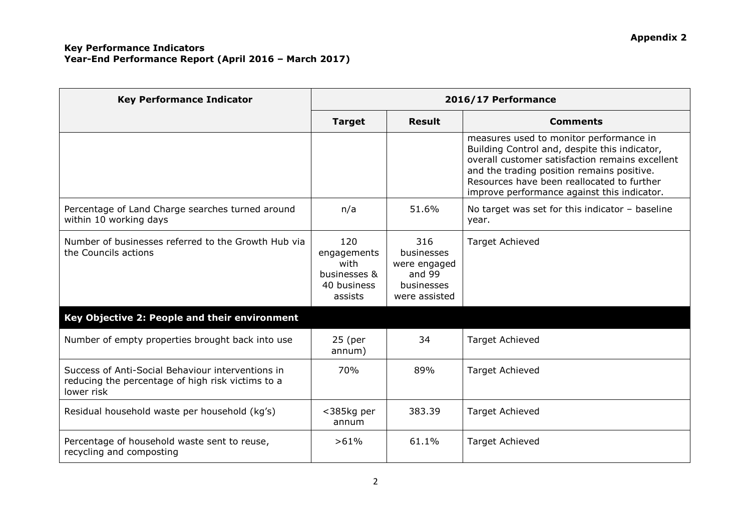**Appendix 2**

**Key Performance Indicators**
**Year-End Performance Report (April 2016 – March 2017)**

| Key Performance Indicator | 2016/17 Performance | | |
|---|---|---|---|
| | **Target** | **Result** | **Comments** |
| | | | measures used to monitor performance in Building Control and, despite this indicator, overall customer satisfaction remains excellent and the trading position remains positive. Resources have been reallocated to further improve performance against this indicator. |
| Percentage of Land Charge searches turned around within 10 working days | n/a | 51.6% | No target was set for this indicator – baseline year. |
| Number of businesses referred to the Growth Hub via the Councils actions | 120 engagements with businesses & 40 business assists | 316 businesses were engaged and 99 businesses were assisted | Target Achieved |
| **Key Objective 2: People and their environment** | | | |
| Number of empty properties brought back into use | 25 (per annum) | 34 | Target Achieved |
| Success of Anti-Social Behaviour interventions in reducing the percentage of high risk victims to a lower risk | 70% | 89% | Target Achieved |
| Residual household waste per household (kg's) | <385kg per annum | 383.39 | Target Achieved |
| Percentage of household waste sent to reuse, recycling and composting | >61% | 61.1% | Target Achieved |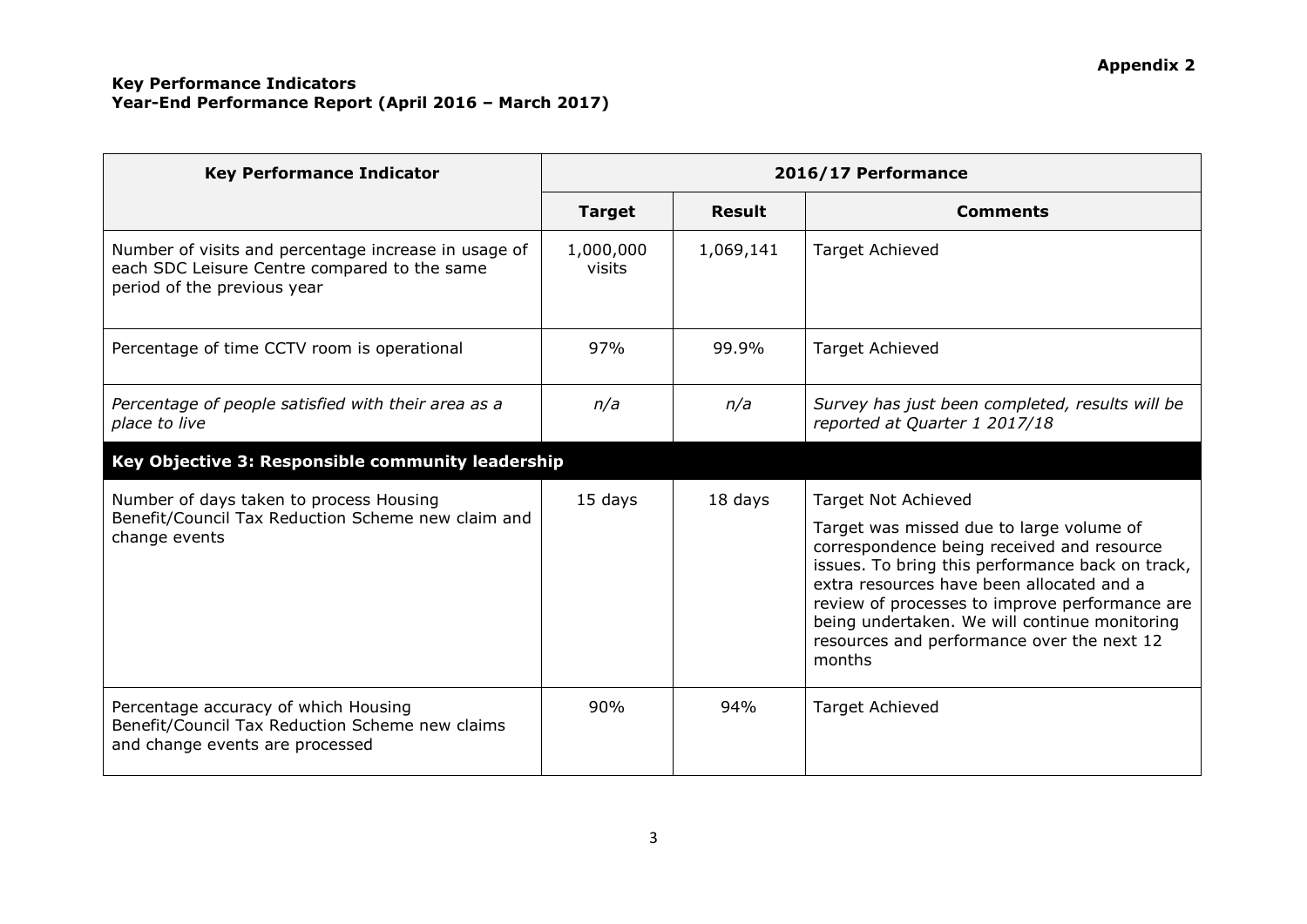**Appendix 2**

**Key Performance Indicators**
**Year-End Performance Report (April 2016 – March 2017)**

| Key Performance Indicator | 2016/17 Performance | | |
|---|---|---|---|
| | **Target** | **Result** | **Comments** |
| Number of visits and percentage increase in usage of each SDC Leisure Centre compared to the same period of the previous year | 1,000,000 visits | 1,069,141 | Target Achieved |
| Percentage of time CCTV room is operational | 97% | 99.9% | Target Achieved |
| *Percentage of people satisfied with their area as a place to live* | *n/a* | *n/a* | *Survey has just been completed, results will be reported at Quarter 1 2017/18* |
| **Key Objective 3: Responsible community leadership** | | | |
| Number of days taken to process Housing Benefit/Council Tax Reduction Scheme new claim and change events | 15 days | 18 days | Target Not Achieved<br><br>Target was missed due to large volume of correspondence being received and resource issues. To bring this performance back on track, extra resources have been allocated and a review of processes to improve performance are being undertaken. We will continue monitoring resources and performance over the next 12 months |
| Percentage accuracy of which Housing Benefit/Council Tax Reduction Scheme new claims and change events are processed | 90% | 94% | Target Achieved |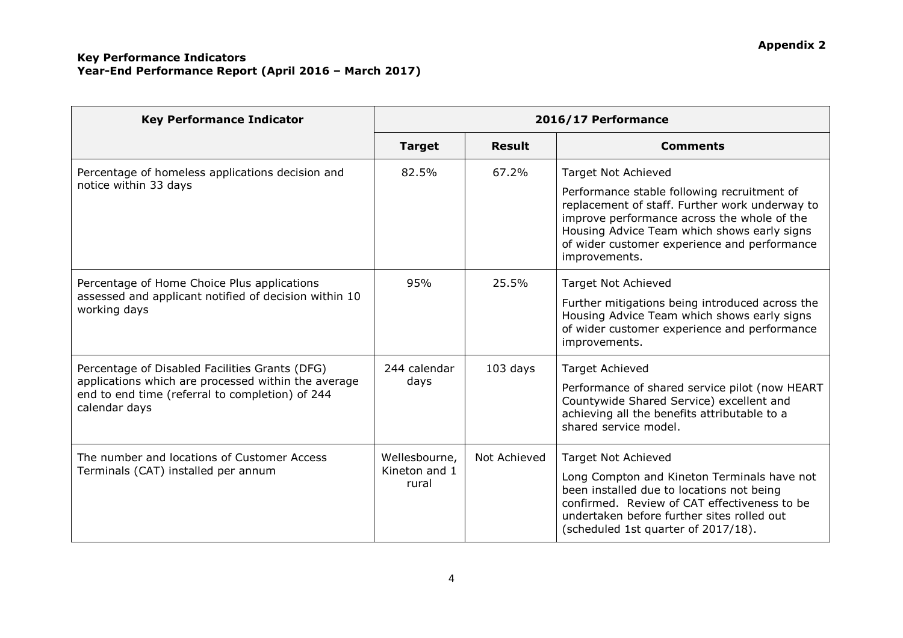**Appendix 2**

**Key Performance Indicators**
**Year-End Performance Report (April 2016 – March 2017)**

| Key Performance Indicator | 2016/17 Performance | | |
|---|---|---|---|
| | **Target** | **Result** | **Comments** |
| Percentage of homeless applications decision and notice within 33 days | 82.5% | 67.2% | Target Not Achieved<br><br>Performance stable following recruitment of replacement of staff. Further work underway to improve performance across the whole of the Housing Advice Team which shows early signs of wider customer experience and performance improvements. |
| Percentage of Home Choice Plus applications assessed and applicant notified of decision within 10 working days | 95% | 25.5% | Target Not Achieved<br><br>Further mitigations being introduced across the Housing Advice Team which shows early signs of wider customer experience and performance improvements. |
| Percentage of Disabled Facilities Grants (DFG) applications which are processed within the average end to end time (referral to completion) of 244 calendar days | 244 calendar days | 103 days | Target Achieved<br><br>Performance of shared service pilot (now HEART Countywide Shared Service) excellent and achieving all the benefits attributable to a shared service model. |
| The number and locations of Customer Access Terminals (CAT) installed per annum | Wellesbourne, Kineton and 1 rural | Not Achieved | Target Not Achieved<br><br>Long Compton and Kineton Terminals have not been installed due to locations not being confirmed. Review of CAT effectiveness to be undertaken before further sites rolled out (scheduled 1st quarter of 2017/18). |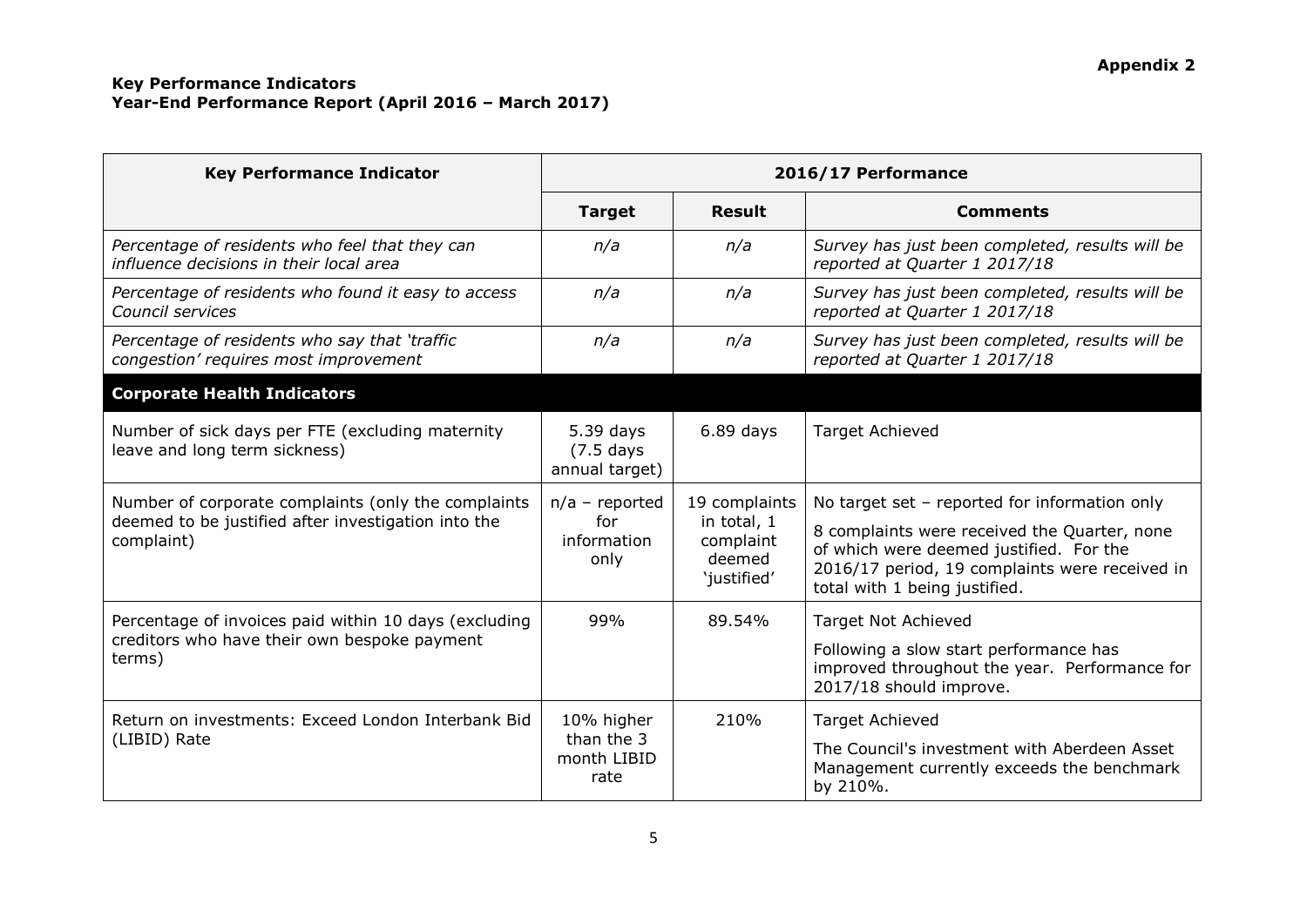**Appendix 2**

**Key Performance Indicators**
**Year-End Performance Report (April 2016 – March 2017)**

| Key Performance Indicator | 2016/17 Performance | | |
|---|---|---|---|
| | **Target** | **Result** | **Comments** |
| *Percentage of residents who feel that they can influence decisions in their local area* | *n/a* | *n/a* | *Survey has just been completed, results will be reported at Quarter 1 2017/18* |
| *Percentage of residents who found it easy to access Council services* | *n/a* | *n/a* | *Survey has just been completed, results will be reported at Quarter 1 2017/18* |
| *Percentage of residents who say that 'traffic congestion' requires most improvement* | *n/a* | *n/a* | *Survey has just been completed, results will be reported at Quarter 1 2017/18* |
| **Corporate Health Indicators** | | | |
| Number of sick days per FTE (excluding maternity leave and long term sickness) | 5.39 days (7.5 days annual target) | 6.89 days | Target Achieved |
| Number of corporate complaints (only the complaints deemed to be justified after investigation into the complaint) | n/a – reported for information only | 19 complaints in total, 1 complaint deemed 'justified' | No target set – reported for information only<br><br>8 complaints were received the Quarter, none of which were deemed justified. For the 2016/17 period, 19 complaints were received in total with 1 being justified. |
| Percentage of invoices paid within 10 days (excluding creditors who have their own bespoke payment terms) | 99% | 89.54% | Target Not Achieved<br><br>Following a slow start performance has improved throughout the year. Performance for 2017/18 should improve. |
| Return on investments: Exceed London Interbank Bid (LIBID) Rate | 10% higher than the 3 month LIBID rate | 210% | Target Achieved<br><br>The Council's investment with Aberdeen Asset Management currently exceeds the benchmark by 210%. |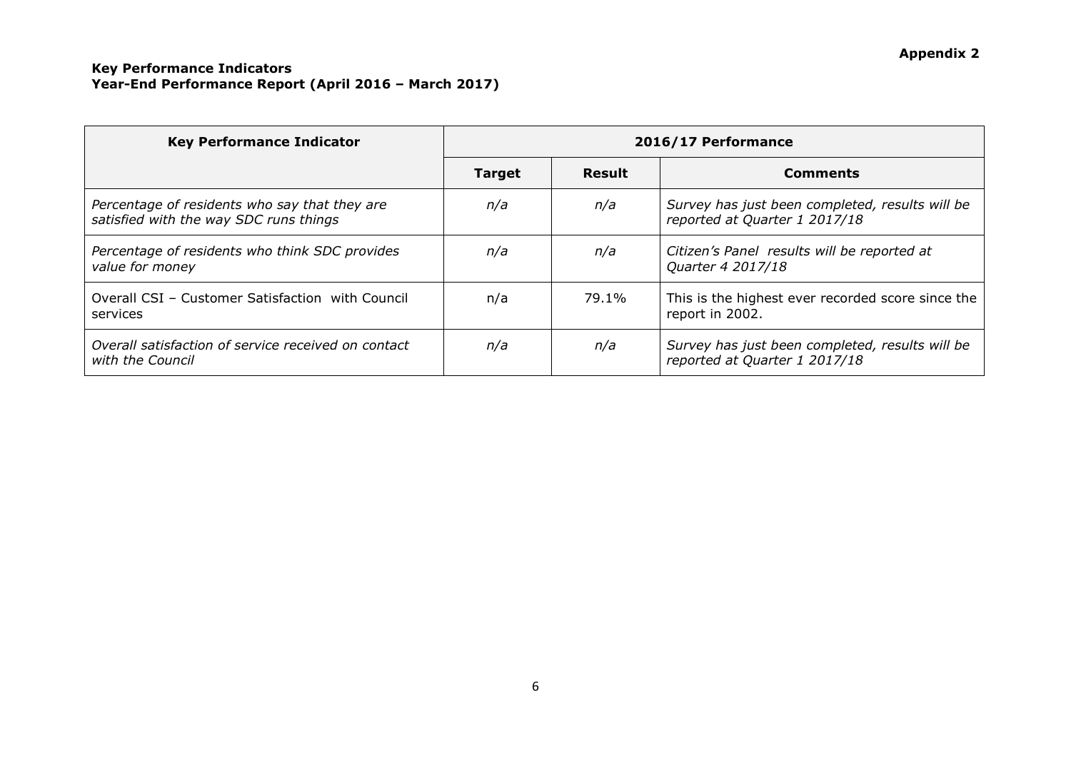**Appendix 2**

**Key Performance Indicators**
**Year-End Performance Report (April 2016 – March 2017)**

| Key Performance Indicator | 2016/17 Performance | | |
|---|---|---|---|
| | **Target** | **Result** | **Comments** |
| *Percentage of residents who say that they are satisfied with the way SDC runs things* | *n/a* | *n/a* | *Survey has just been completed, results will be reported at Quarter 1 2017/18* |
| *Percentage of residents who think SDC provides value for money* | *n/a* | *n/a* | *Citizen's Panel results will be reported at Quarter 4 2017/18* |
| Overall CSI – Customer Satisfaction with Council services | n/a | 79.1% | This is the highest ever recorded score since the report in 2002. |
| *Overall satisfaction of service received on contact with the Council* | *n/a* | *n/a* | *Survey has just been completed, results will be reported at Quarter 1 2017/18* |